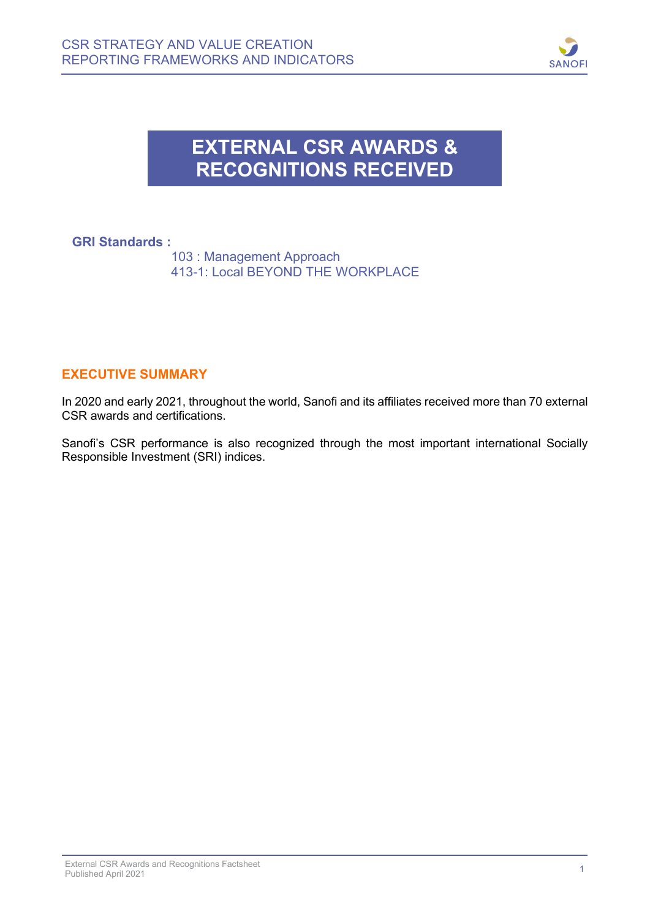# EXTERNAL CSR AWARDS & RECOGNITIONS RECEIVED

**GRI Standards :**

103 : Management Approach
413-1: Local BEYOND THE WORKPLACE

## EXECUTIVE SUMMARY

In 2020 and early 2021, throughout the world, Sanofi and its affiliates received more than 70 external CSR awards and certifications.

Sanofi's CSR performance is also recognized through the most important international Socially Responsible Investment (SRI) indices.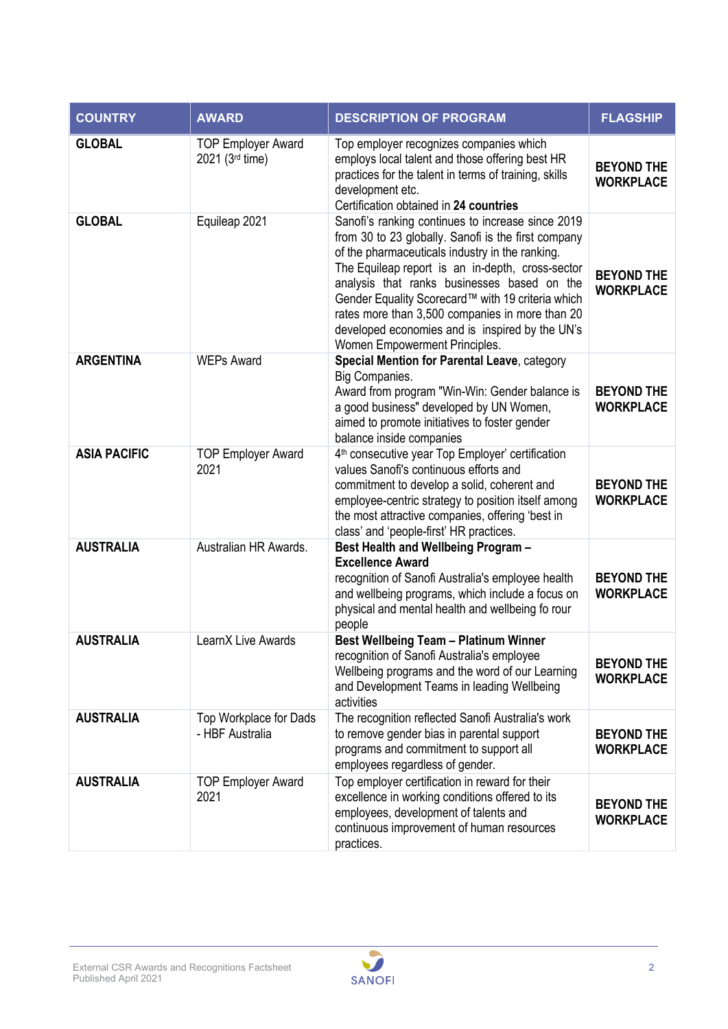| COUNTRY | AWARD | DESCRIPTION OF PROGRAM | FLAGSHIP |
|---|---|---|---|
| **GLOBAL** | TOP Employer Award 2021 (3rd time) | Top employer recognizes companies which employs local talent and those offering best HR practices for the talent in terms of training, skills development etc.<br>Certification obtained in **24 countries** | **BEYOND THE WORKPLACE** |
| **GLOBAL** | Equileap 2021 | Sanofi's ranking continues to increase since 2019 from 30 to 23 globally. Sanofi is the first company of the pharmaceuticals industry in the ranking.<br>The Equileap report is an in-depth, cross-sector analysis that ranks businesses based on the Gender Equality Scorecard™ with 19 criteria which rates more than 3,500 companies in more than 20 developed economies and is inspired by the UN's Women Empowerment Principles. | **BEYOND THE WORKPLACE** |
| **ARGENTINA** | WEPs Award | **Special Mention for Parental Leave**, category Big Companies.<br>Award from program "Win-Win: Gender balance is a good business" developed by UN Women, aimed to promote initiatives to foster gender balance inside companies | **BEYOND THE WORKPLACE** |
| **ASIA PACIFIC** | TOP Employer Award 2021 | 4th consecutive year Top Employer' certification values Sanofi's continuous efforts and commitment to develop a solid, coherent and employee-centric strategy to position itself among the most attractive companies, offering 'best in class' and 'people-first' HR practices. | **BEYOND THE WORKPLACE** |
| **AUSTRALIA** | Australian HR Awards. | **Best Health and Wellbeing Program – Excellence Award**<br>recognition of Sanofi Australia's employee health and wellbeing programs, which include a focus on physical and mental health and wellbeing fo rour people | **BEYOND THE WORKPLACE** |
| **AUSTRALIA** | LearnX Live Awards | **Best Wellbeing Team – Platinum Winner**<br>recognition of Sanofi Australia's employee Wellbeing programs and the word of our Learning and Development Teams in leading Wellbeing activities | **BEYOND THE WORKPLACE** |
| **AUSTRALIA** | Top Workplace for Dads - HBF Australia | The recognition reflected Sanofi Australia's work to remove gender bias in parental support programs and commitment to support all employees regardless of gender. | **BEYOND THE WORKPLACE** |
| **AUSTRALIA** | TOP Employer Award 2021 | Top employer certification in reward for their excellence in working conditions offered to its employees, development of talents and continuous improvement of human resources practices. | **BEYOND THE WORKPLACE** |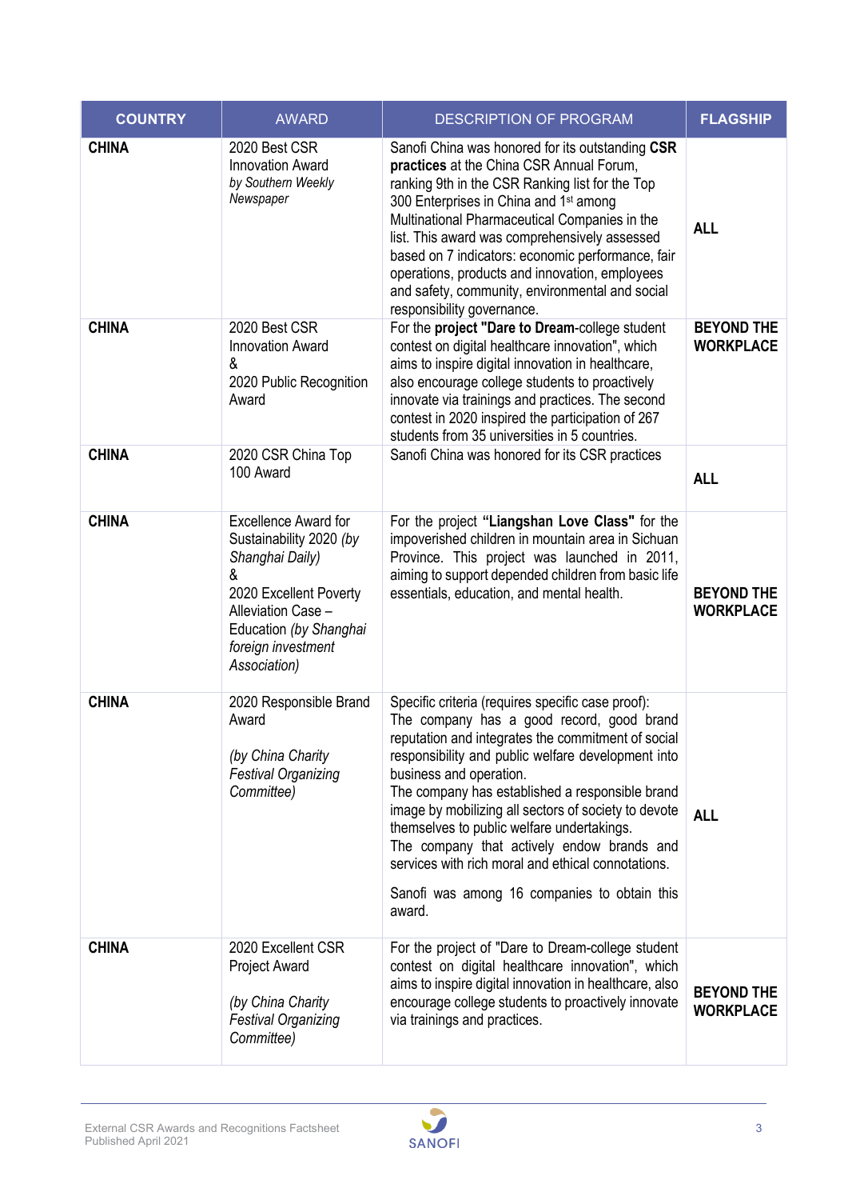| COUNTRY | AWARD | DESCRIPTION OF PROGRAM | FLAGSHIP |
|---|---|---|---|
| **CHINA** | 2020 Best CSR Innovation Award *by Southern Weekly Newspaper* | Sanofi China was honored for its outstanding **CSR practices** at the China CSR Annual Forum, ranking 9th in the CSR Ranking list for the Top 300 Enterprises in China and 1st among Multinational Pharmaceutical Companies in the list. This award was comprehensively assessed based on 7 indicators: economic performance, fair operations, products and innovation, employees and safety, community, environmental and social responsibility governance. | **ALL** |
| **CHINA** | 2020 Best CSR Innovation Award & 2020 Public Recognition Award | For the **project "Dare to Dream**-college student contest on digital healthcare innovation", which aims to inspire digital innovation in healthcare, also encourage college students to proactively innovate via trainings and practices. The second contest in 2020 inspired the participation of 267 students from 35 universities in 5 countries. | **BEYOND THE WORKPLACE** |
| **CHINA** | 2020 CSR China Top 100 Award | Sanofi China was honored for its CSR practices | **ALL** |
| **CHINA** | Excellence Award for Sustainability 2020 *(by Shanghai Daily)* & 2020 Excellent Poverty Alleviation Case – Education *(by Shanghai foreign investment Association)* | For the project **"Liangshan Love Class"** for the impoverished children in mountain area in Sichuan Province. This project was launched in 2011, aiming to support depended children from basic life essentials, education, and mental health. | **BEYOND THE WORKPLACE** |
| **CHINA** | 2020 Responsible Brand Award *(by China Charity Festival Organizing Committee)* | Specific criteria (requires specific case proof): The company has a good record, good brand reputation and integrates the commitment of social responsibility and public welfare development into business and operation. The company has established a responsible brand image by mobilizing all sectors of society to devote themselves to public welfare undertakings. The company that actively endow brands and services with rich moral and ethical connotations. Sanofi was among 16 companies to obtain this award. | **ALL** |
| **CHINA** | 2020 Excellent CSR Project Award *(by China Charity Festival Organizing Committee)* | For the project of "Dare to Dream-college student contest on digital healthcare innovation", which aims to inspire digital innovation in healthcare, also encourage college students to proactively innovate via trainings and practices. | **BEYOND THE WORKPLACE** |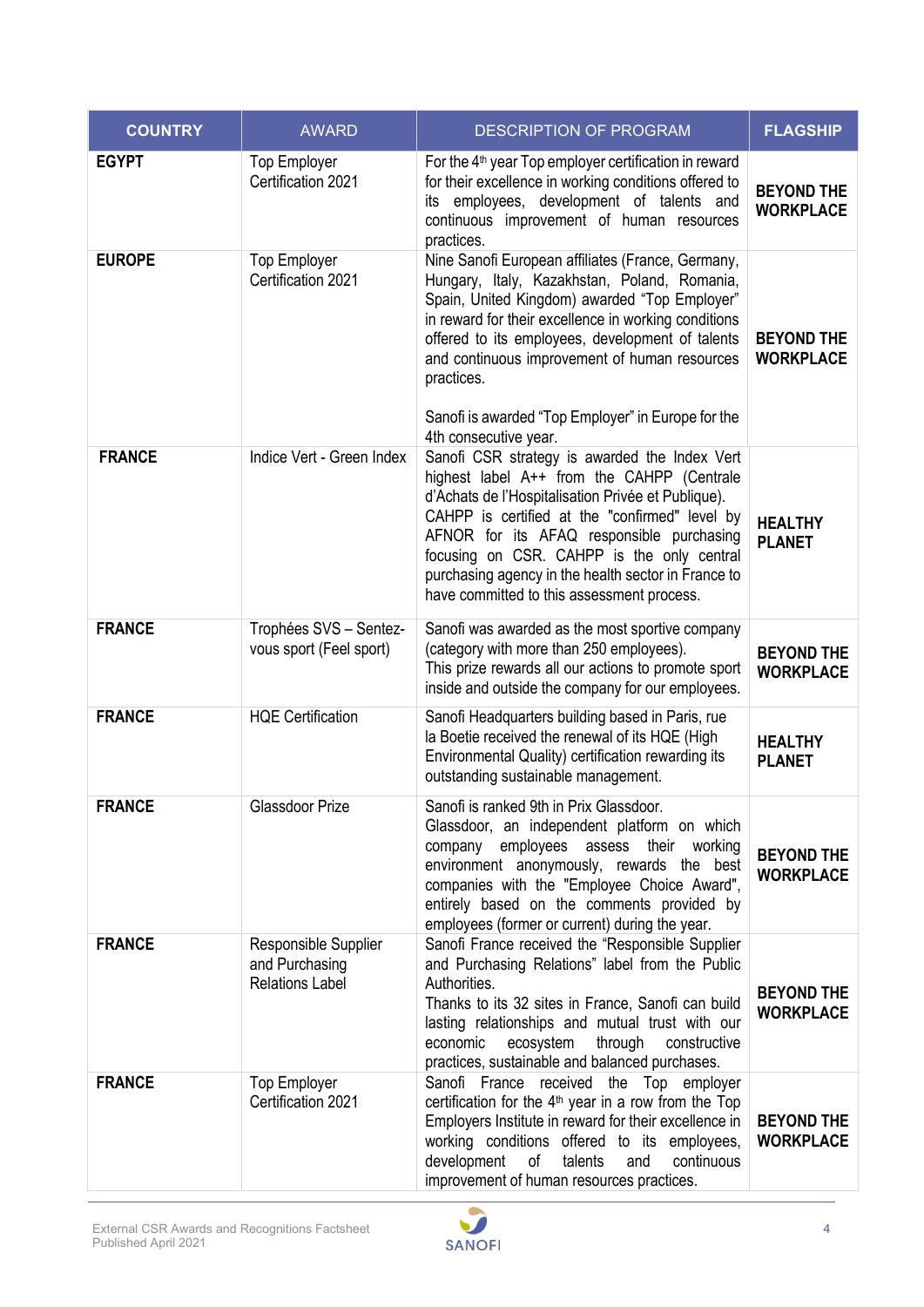| COUNTRY | AWARD | DESCRIPTION OF PROGRAM | FLAGSHIP |
|---|---|---|---|
| **EGYPT** | Top Employer Certification 2021 | For the 4th year Top employer certification in reward for their excellence in working conditions offered to its employees, development of talents and continuous improvement of human resources practices. | **BEYOND THE WORKPLACE** |
| **EUROPE** | Top Employer Certification 2021 | Nine Sanofi European affiliates (France, Germany, Hungary, Italy, Kazakhstan, Poland, Romania, Spain, United Kingdom) awarded "Top Employer" in reward for their excellence in working conditions offered to its employees, development of talents and continuous improvement of human resources practices.<br><br>Sanofi is awarded "Top Employer" in Europe for the 4th consecutive year. | **BEYOND THE WORKPLACE** |
| **FRANCE** | Indice Vert - Green Index | Sanofi CSR strategy is awarded the Index Vert highest label A++ from the CAHPP (Centrale d'Achats de l'Hospitalisation Privée et Publique). CAHPP is certified at the "confirmed" level by AFNOR for its AFAQ responsible purchasing focusing on CSR. CAHPP is the only central purchasing agency in the health sector in France to have committed to this assessment process. | **HEALTHY PLANET** |
| **FRANCE** | Trophées SVS – Sentez-vous sport (Feel sport) | Sanofi was awarded as the most sportive company (category with more than 250 employees).<br>This prize rewards all our actions to promote sport inside and outside the company for our employees. | **BEYOND THE WORKPLACE** |
| **FRANCE** | HQE Certification | Sanofi Headquarters building based in Paris, rue la Boetie received the renewal of its HQE (High Environmental Quality) certification rewarding its outstanding sustainable management. | **HEALTHY PLANET** |
| **FRANCE** | Glassdoor Prize | Sanofi is ranked 9th in Prix Glassdoor.<br>Glassdoor, an independent platform on which company employees assess their working environment anonymously, rewards the best companies with the "Employee Choice Award", entirely based on the comments provided by employees (former or current) during the year. | **BEYOND THE WORKPLACE** |
| **FRANCE** | Responsible Supplier and Purchasing Relations Label | Sanofi France received the "Responsible Supplier and Purchasing Relations" label from the Public Authorities.<br>Thanks to its 32 sites in France, Sanofi can build lasting relationships and mutual trust with our economic ecosystem through constructive practices, sustainable and balanced purchases. | **BEYOND THE WORKPLACE** |
| **FRANCE** | Top Employer Certification 2021 | Sanofi France received the Top employer certification for the 4th year in a row from the Top Employers Institute in reward for their excellence in working conditions offered to its employees, development of talents and continuous improvement of human resources practices. | **BEYOND THE WORKPLACE** |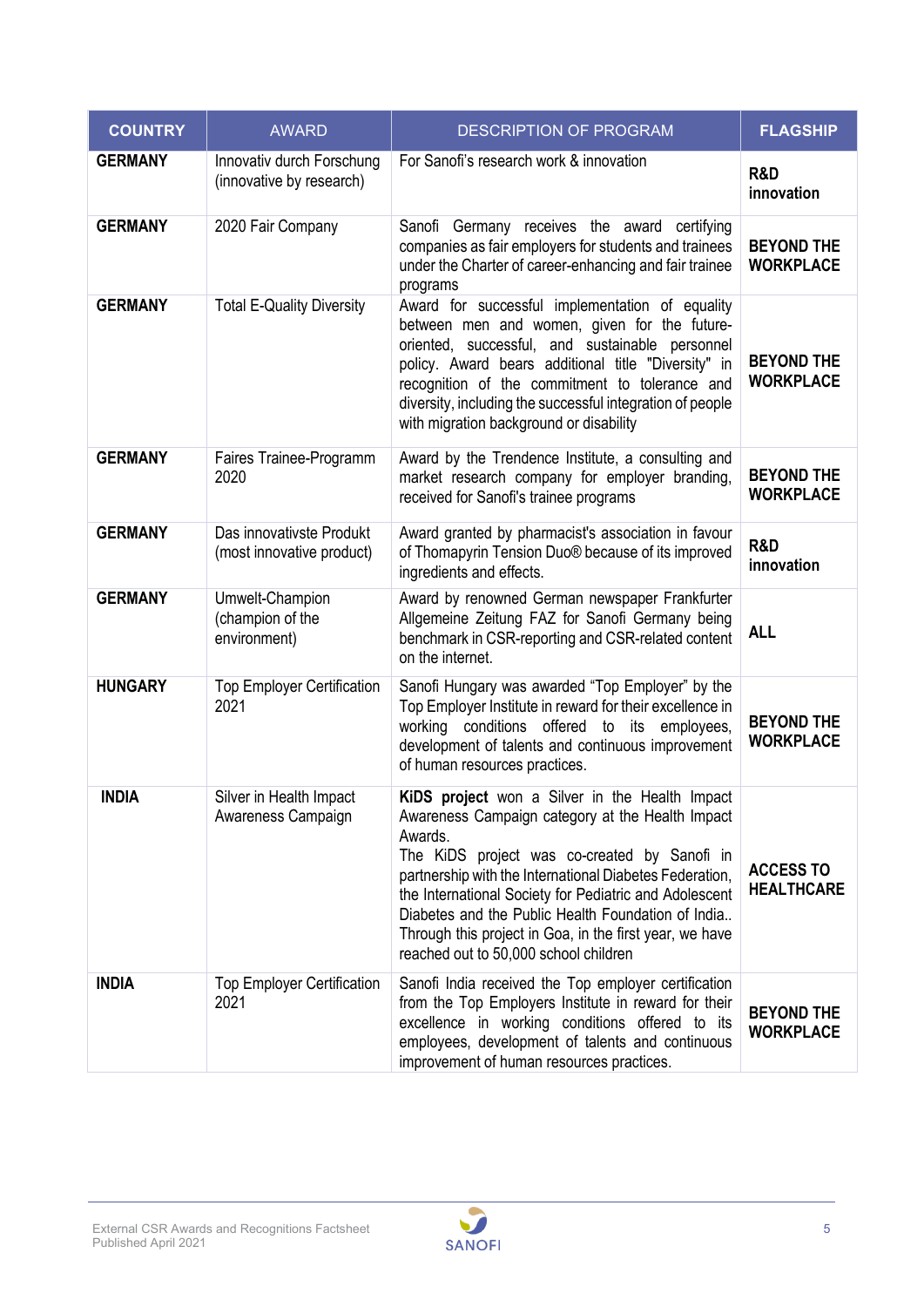| COUNTRY | AWARD | DESCRIPTION OF PROGRAM | FLAGSHIP |
|---|---|---|---|
| **GERMANY** | Innovativ durch Forschung (innovative by research) | For Sanofi's research work & innovation | **R&D innovation** |
| **GERMANY** | 2020 Fair Company | Sanofi Germany receives the award certifying companies as fair employers for students and trainees under the Charter of career-enhancing and fair trainee programs | **BEYOND THE WORKPLACE** |
| **GERMANY** | Total E-Quality Diversity | Award for successful implementation of equality between men and women, given for the future-oriented, successful, and sustainable personnel policy. Award bears additional title "Diversity" in recognition of the commitment to tolerance and diversity, including the successful integration of people with migration background or disability | **BEYOND THE WORKPLACE** |
| **GERMANY** | Faires Trainee-Programm 2020 | Award by the Trendence Institute, a consulting and market research company for employer branding, received for Sanofi's trainee programs | **BEYOND THE WORKPLACE** |
| **GERMANY** | Das innovativste Produkt (most innovative product) | Award granted by pharmacist's association in favour of Thomapyrin Tension Duo® because of its improved ingredients and effects. | **R&D innovation** |
| **GERMANY** | Umwelt-Champion (champion of the environment) | Award by renowned German newspaper Frankfurter Allgemeine Zeitung FAZ for Sanofi Germany being benchmark in CSR-reporting and CSR-related content on the internet. | **ALL** |
| **HUNGARY** | Top Employer Certification 2021 | Sanofi Hungary was awarded "Top Employer" by the Top Employer Institute in reward for their excellence in working conditions offered to its employees, development of talents and continuous improvement of human resources practices. | **BEYOND THE WORKPLACE** |
| **INDIA** | Silver in Health Impact Awareness Campaign | **KiDS project** won a Silver in the Health Impact Awareness Campaign category at the Health Impact Awards. The KiDS project was co-created by Sanofi in partnership with the International Diabetes Federation, the International Society for Pediatric and Adolescent Diabetes and the Public Health Foundation of India.. Through this project in Goa, in the first year, we have reached out to 50,000 school children | **ACCESS TO HEALTHCARE** |
| **INDIA** | Top Employer Certification 2021 | Sanofi India received the Top employer certification from the Top Employers Institute in reward for their excellence in working conditions offered to its employees, development of talents and continuous improvement of human resources practices. | **BEYOND THE WORKPLACE** |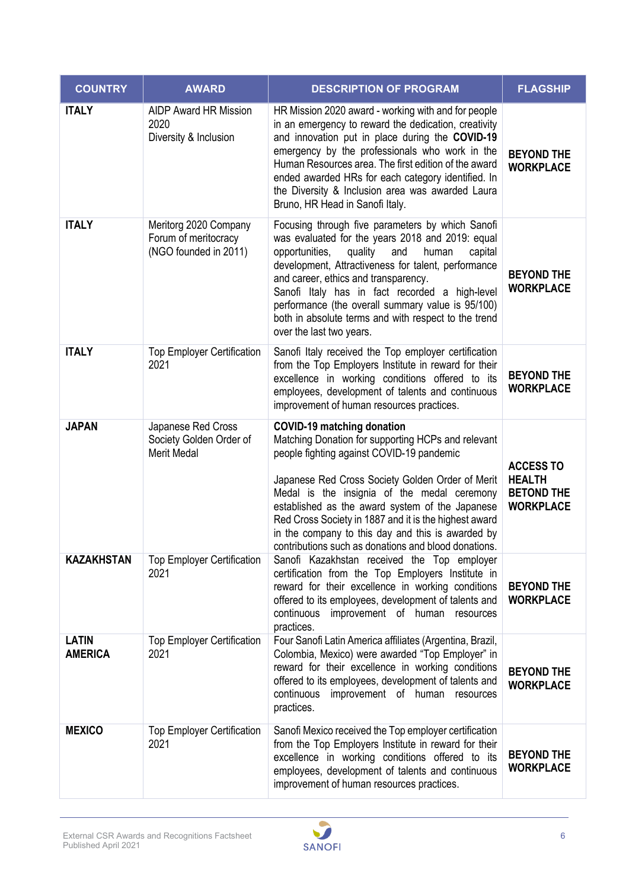| COUNTRY | AWARD | DESCRIPTION OF PROGRAM | FLAGSHIP |
|---|---|---|---|
| **ITALY** | AIDP Award HR Mission 2020<br>Diversity & Inclusion | HR Mission 2020 award - working with and for people in an emergency to reward the dedication, creativity and innovation put in place during the **COVID-19** emergency by the professionals who work in the Human Resources area. The first edition of the award ended awarded HRs for each category identified. In the Diversity & Inclusion area was awarded Laura Bruno, HR Head in Sanofi Italy. | **BEYOND THE WORKPLACE** |
| **ITALY** | Meritorg 2020 Company Forum of meritocracy (NGO founded in 2011) | Focusing through five parameters by which Sanofi was evaluated for the years 2018 and 2019: equal opportunities, quality and human capital development, Attractiveness for talent, performance and career, ethics and transparency.<br>Sanofi Italy has in fact recorded a high-level performance (the overall summary value is 95/100) both in absolute terms and with respect to the trend over the last two years. | **BEYOND THE WORKPLACE** |
| **ITALY** | Top Employer Certification 2021 | Sanofi Italy received the Top employer certification from the Top Employers Institute in reward for their excellence in working conditions offered to its employees, development of talents and continuous improvement of human resources practices. | **BEYOND THE WORKPLACE** |
| **JAPAN** | Japanese Red Cross Society Golden Order of Merit Medal | **COVID-19 matching donation**<br>Matching Donation for supporting HCPs and relevant people fighting against COVID-19 pandemic<br><br>Japanese Red Cross Society Golden Order of Merit Medal is the insignia of the medal ceremony established as the award system of the Japanese Red Cross Society in 1887 and it is the highest award in the company to this day and this is awarded by contributions such as donations and blood donations. | **ACCESS TO HEALTH**<br>**BETOND THE WORKPLACE** |
| **KAZAKHSTAN** | Top Employer Certification 2021 | Sanofi Kazakhstan received the Top employer certification from the Top Employers Institute in reward for their excellence in working conditions offered to its employees, development of talents and continuous improvement of human resources practices. | **BEYOND THE WORKPLACE** |
| **LATIN AMERICA** | Top Employer Certification 2021 | Four Sanofi Latin America affiliates (Argentina, Brazil, Colombia, Mexico) were awarded "Top Employer" in reward for their excellence in working conditions offered to its employees, development of talents and continuous improvement of human resources practices. | **BEYOND THE WORKPLACE** |
| **MEXICO** | Top Employer Certification 2021 | Sanofi Mexico received the Top employer certification from the Top Employers Institute in reward for their excellence in working conditions offered to its employees, development of talents and continuous improvement of human resources practices. | **BEYOND THE WORKPLACE** |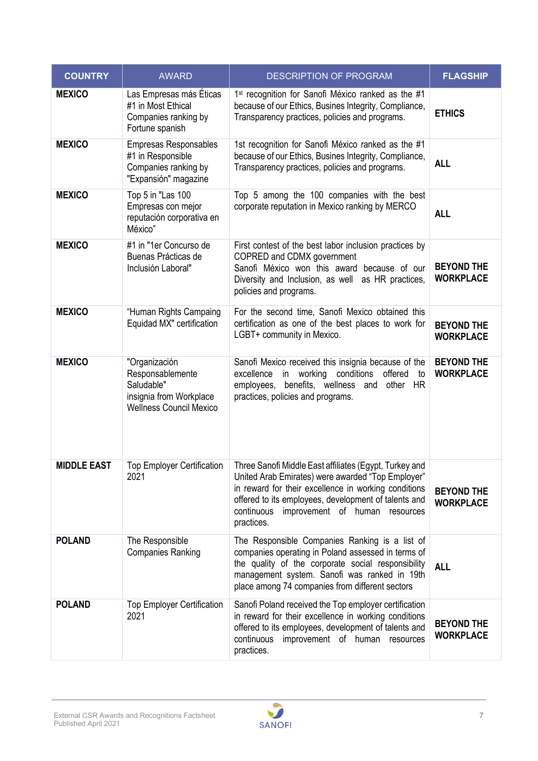| COUNTRY | AWARD | DESCRIPTION OF PROGRAM | FLAGSHIP |
|---|---|---|---|
| **MEXICO** | Las Empresas más Éticas #1 in Most Ethical Companies ranking by Fortune spanish | 1st recognition for Sanofi México ranked as the #1 because of our Ethics, Busines Integrity, Compliance, Transparency practices, policies and programs. | **ETHICS** |
| **MEXICO** | Empresas Responsables #1 in Responsible Companies ranking by "Expansión" magazine | 1st recognition for Sanofi México ranked as the #1 because of our Ethics, Busines Integrity, Compliance, Transparency practices, policies and programs. | **ALL** |
| **MEXICO** | Top 5 in "Las 100 Empresas con mejor reputación corporativa en México" | Top 5 among the 100 companies with the best corporate reputation in Mexico ranking by MERCO | **ALL** |
| **MEXICO** | #1 in "1er Concurso de Buenas Prácticas de Inclusión Laboral" | First contest of the best labor inclusion practices by COPRED and CDMX government<br>Sanofi México won this award because of our Diversity and Inclusion, as well as HR practices, policies and programs. | **BEYOND THE WORKPLACE** |
| **MEXICO** | "Human Rights Campaing Equidad MX" certification | For the second time, Sanofi Mexico obtained this certification as one of the best places to work for LGBT+ community in Mexico. | **BEYOND THE WORKPLACE** |
| **MEXICO** | "Organización Responsablemente Saludable" insignia from Workplace Wellness Council Mexico | Sanofi Mexico received this insignia because of the excellence in working conditions offered to employees, benefits, wellness and other HR practices, policies and programs. | **BEYOND THE WORKPLACE** |
| **MIDDLE EAST** | Top Employer Certification 2021 | Three Sanofi Middle East affiliates (Egypt, Turkey and United Arab Emirates) were awarded "Top Employer" in reward for their excellence in working conditions offered to its employees, development of talents and continuous improvement of human resources practices. | **BEYOND THE WORKPLACE** |
| **POLAND** | The Responsible Companies Ranking | The Responsible Companies Ranking is a list of companies operating in Poland assessed in terms of the quality of the corporate social responsibility management system. Sanofi was ranked in 19th place among 74 companies from different sectors | **ALL** |
| **POLAND** | Top Employer Certification 2021 | Sanofi Poland received the Top employer certification in reward for their excellence in working conditions offered to its employees, development of talents and continuous improvement of human resources practices. | **BEYOND THE WORKPLACE** |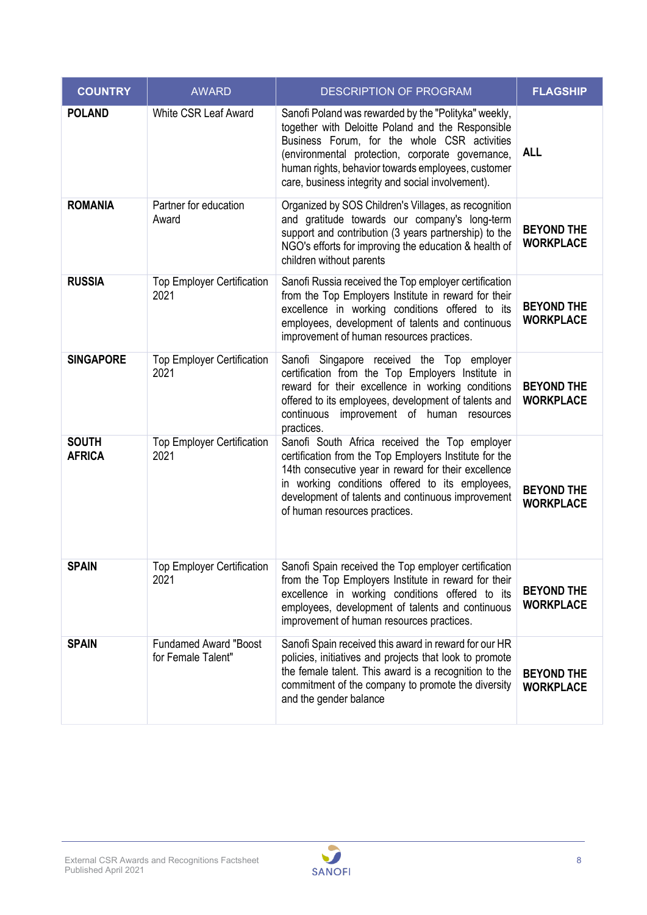| COUNTRY | AWARD | DESCRIPTION OF PROGRAM | FLAGSHIP |
|---|---|---|---|
| **POLAND** | White CSR Leaf Award | Sanofi Poland was rewarded by the "Polityka" weekly, together with Deloitte Poland and the Responsible Business Forum, for the whole CSR activities (environmental protection, corporate governance, human rights, behavior towards employees, customer care, business integrity and social involvement). | **ALL** |
| **ROMANIA** | Partner for education Award | Organized by SOS Children's Villages, as recognition and gratitude towards our company's long-term support and contribution (3 years partnership) to the NGO's efforts for improving the education & health of children without parents | **BEYOND THE WORKPLACE** |
| **RUSSIA** | Top Employer Certification 2021 | Sanofi Russia received the Top employer certification from the Top Employers Institute in reward for their excellence in working conditions offered to its employees, development of talents and continuous improvement of human resources practices. | **BEYOND THE WORKPLACE** |
| **SINGAPORE** | Top Employer Certification 2021 | Sanofi Singapore received the Top employer certification from the Top Employers Institute in reward for their excellence in working conditions offered to its employees, development of talents and continuous improvement of human resources practices. | **BEYOND THE WORKPLACE** |
| **SOUTH AFRICA** | Top Employer Certification 2021 | Sanofi South Africa received the Top employer certification from the Top Employers Institute for the 14th consecutive year in reward for their excellence in working conditions offered to its employees, development of talents and continuous improvement of human resources practices. | **BEYOND THE WORKPLACE** |
| **SPAIN** | Top Employer Certification 2021 | Sanofi Spain received the Top employer certification from the Top Employers Institute in reward for their excellence in working conditions offered to its employees, development of talents and continuous improvement of human resources practices. | **BEYOND THE WORKPLACE** |
| **SPAIN** | Fundamed Award "Boost for Female Talent" | Sanofi Spain received this award in reward for our HR policies, initiatives and projects that look to promote the female talent. This award is a recognition to the commitment of the company to promote the diversity and the gender balance | **BEYOND THE WORKPLACE** |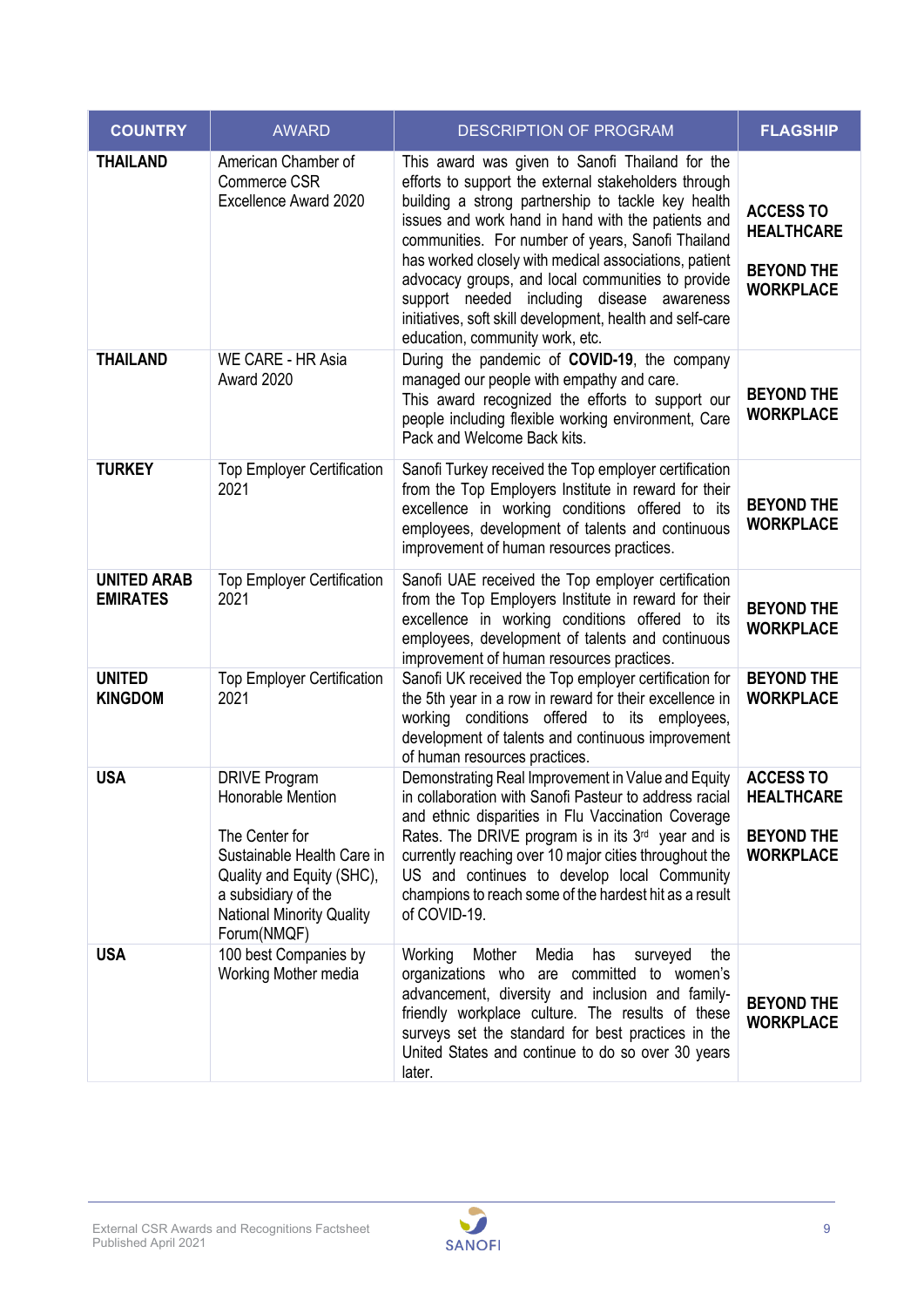| COUNTRY | AWARD | DESCRIPTION OF PROGRAM | FLAGSHIP |
|---|---|---|---|
| **THAILAND** | American Chamber of Commerce CSR Excellence Award 2020 | This award was given to Sanofi Thailand for the efforts to support the external stakeholders through building a strong partnership to tackle key health issues and work hand in hand with the patients and communities. For number of years, Sanofi Thailand has worked closely with medical associations, patient advocacy groups, and local communities to provide support needed including disease awareness initiatives, soft skill development, health and self-care education, community work, etc. | **ACCESS TO HEALTHCARE**<br><br>**BEYOND THE WORKPLACE** |
| **THAILAND** | WE CARE - HR Asia Award 2020 | During the pandemic of **COVID-19**, the company managed our people with empathy and care.<br>This award recognized the efforts to support our people including flexible working environment, Care Pack and Welcome Back kits. | **BEYOND THE WORKPLACE** |
| **TURKEY** | Top Employer Certification 2021 | Sanofi Turkey received the Top employer certification from the Top Employers Institute in reward for their excellence in working conditions offered to its employees, development of talents and continuous improvement of human resources practices. | **BEYOND THE WORKPLACE** |
| **UNITED ARAB EMIRATES** | Top Employer Certification 2021 | Sanofi UAE received the Top employer certification from the Top Employers Institute in reward for their excellence in working conditions offered to its employees, development of talents and continuous improvement of human resources practices. | **BEYOND THE WORKPLACE** |
| **UNITED KINGDOM** | Top Employer Certification 2021 | Sanofi UK received the Top employer certification for the 5th year in a row in reward for their excellence in working conditions offered to its employees, development of talents and continuous improvement of human resources practices. | **BEYOND THE WORKPLACE** |
| **USA** | DRIVE Program Honorable Mention<br><br>The Center for Sustainable Health Care in Quality and Equity (SHC), a subsidiary of the National Minority Quality Forum(NMQF) | Demonstrating Real Improvement in Value and Equity in collaboration with Sanofi Pasteur to address racial and ethnic disparities in Flu Vaccination Coverage Rates. The DRIVE program is in its 3rd year and is currently reaching over 10 major cities throughout the US and continues to develop local Community champions to reach some of the hardest hit as a result of COVID-19. | **ACCESS TO HEALTHCARE**<br><br>**BEYOND THE WORKPLACE** |
| **USA** | 100 best Companies by Working Mother media | Working Mother Media has surveyed the organizations who are committed to women's advancement, diversity and inclusion and family-friendly workplace culture. The results of these surveys set the standard for best practices in the United States and continue to do so over 30 years later. | **BEYOND THE WORKPLACE** |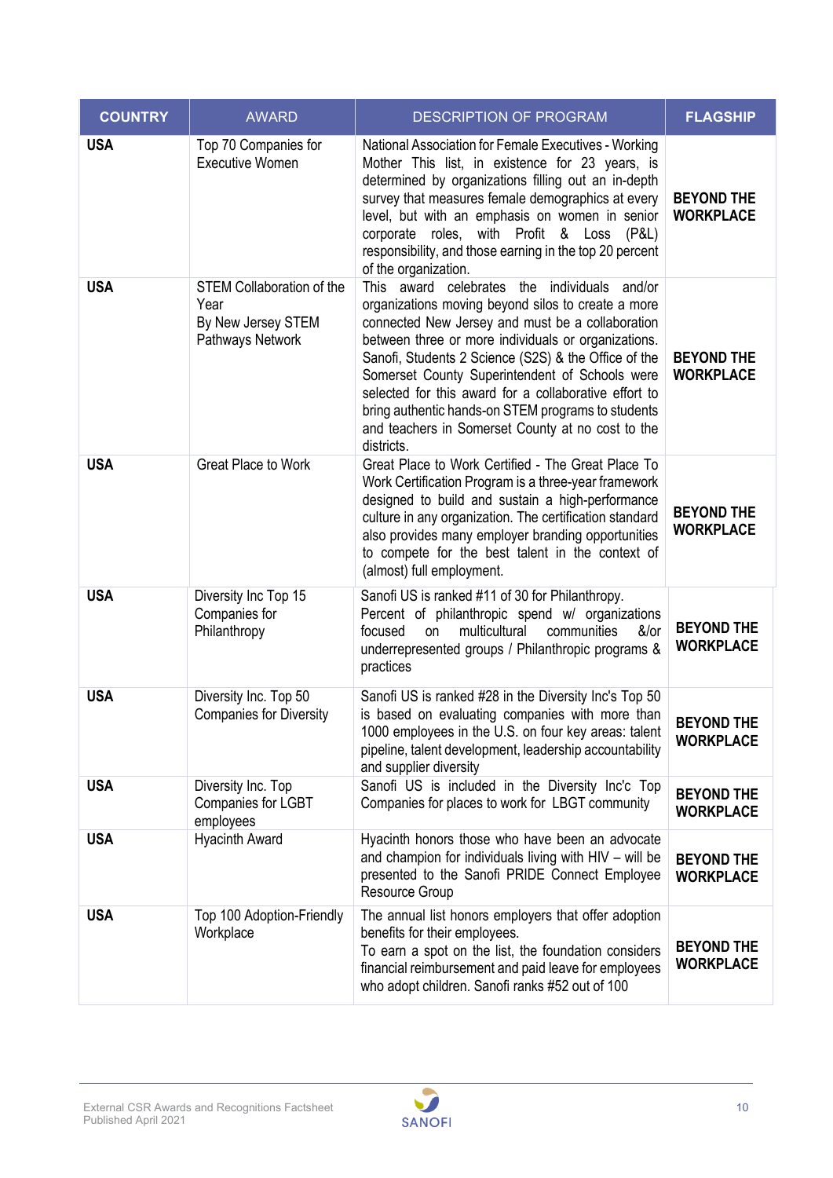| COUNTRY | AWARD | DESCRIPTION OF PROGRAM | FLAGSHIP |
|---|---|---|---|
| **USA** | Top 70 Companies for Executive Women | National Association for Female Executives - Working Mother This list, in existence for 23 years, is determined by organizations filling out an in-depth survey that measures female demographics at every level, but with an emphasis on women in senior corporate roles, with Profit & Loss (P&L) responsibility, and those earning in the top 20 percent of the organization. | **BEYOND THE WORKPLACE** |
| **USA** | STEM Collaboration of the Year By New Jersey STEM Pathways Network | This award celebrates the individuals and/or organizations moving beyond silos to create a more connected New Jersey and must be a collaboration between three or more individuals or organizations. Sanofi, Students 2 Science (S2S) & the Office of the Somerset County Superintendent of Schools were selected for this award for a collaborative effort to bring authentic hands-on STEM programs to students and teachers in Somerset County at no cost to the districts. | **BEYOND THE WORKPLACE** |
| **USA** | Great Place to Work | Great Place to Work Certified - The Great Place To Work Certification Program is a three-year framework designed to build and sustain a high-performance culture in any organization. The certification standard also provides many employer branding opportunities to compete for the best talent in the context of (almost) full employment. | **BEYOND THE WORKPLACE** |
| **USA** | Diversity Inc Top 15 Companies for Philanthropy | Sanofi US is ranked #11 of 30 for Philanthropy. Percent of philanthropic spend w/ organizations focused on multicultural communities &/or underrepresented groups / Philanthropic programs & practices | **BEYOND THE WORKPLACE** |
| **USA** | Diversity Inc. Top 50 Companies for Diversity | Sanofi US is ranked #28 in the Diversity Inc's Top 50 is based on evaluating companies with more than 1000 employees in the U.S. on four key areas: talent pipeline, talent development, leadership accountability and supplier diversity | **BEYOND THE WORKPLACE** |
| **USA** | Diversity Inc. Top Companies for LGBT employees | Sanofi US is included in the Diversity Inc'c Top Companies for places to work for LBGT community | **BEYOND THE WORKPLACE** |
| **USA** | Hyacinth Award | Hyacinth honors those who have been an advocate and champion for individuals living with HIV – will be presented to the Sanofi PRIDE Connect Employee Resource Group | **BEYOND THE WORKPLACE** |
| **USA** | Top 100 Adoption-Friendly Workplace | The annual list honors employers that offer adoption benefits for their employees. To earn a spot on the list, the foundation considers financial reimbursement and paid leave for employees who adopt children. Sanofi ranks #52 out of 100 | **BEYOND THE WORKPLACE** |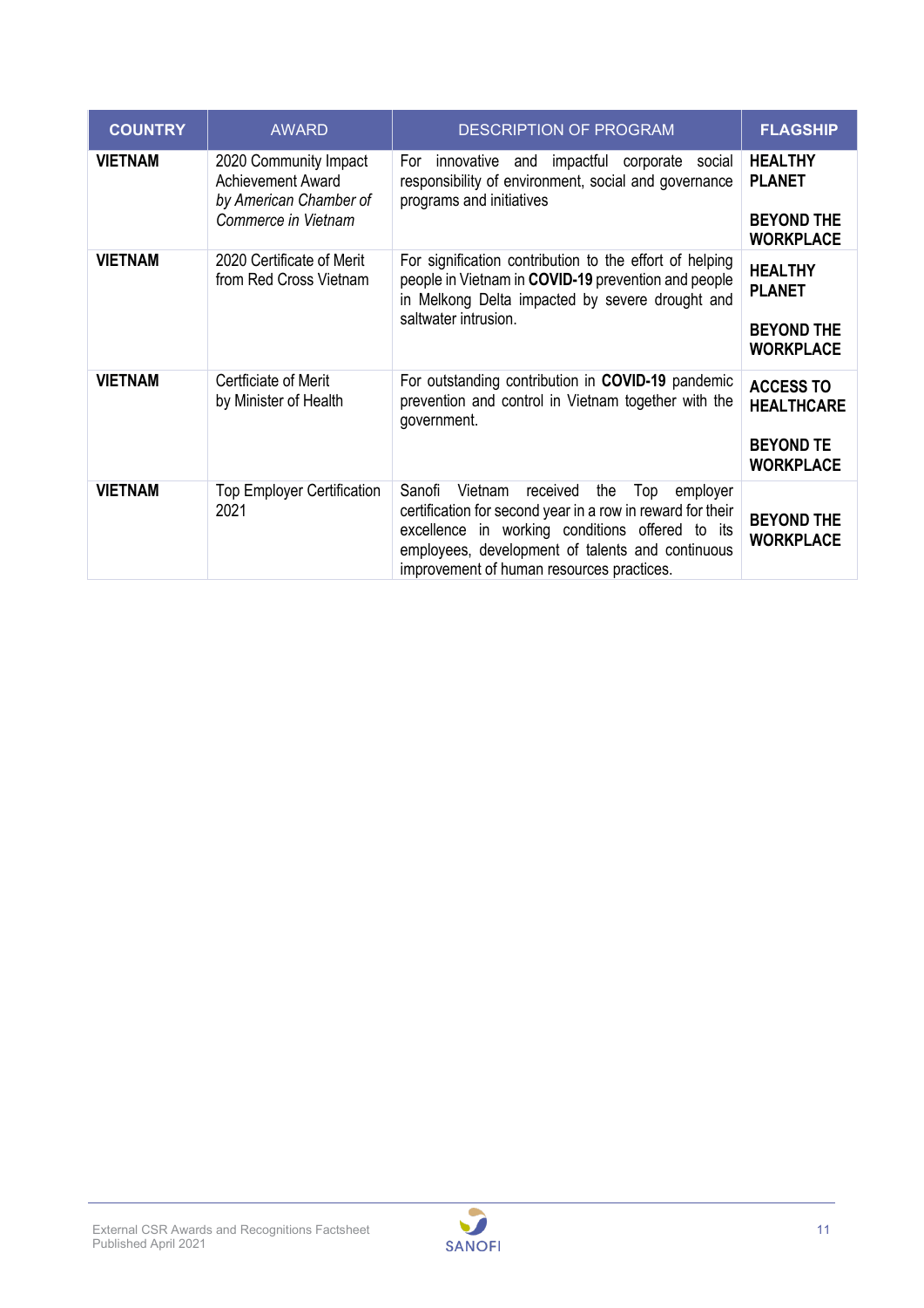| COUNTRY | AWARD | DESCRIPTION OF PROGRAM | FLAGSHIP |
|---|---|---|---|
| **VIETNAM** | 2020 Community Impact Achievement Award *by American Chamber of Commerce in Vietnam* | For innovative and impactful corporate social responsibility of environment, social and governance programs and initiatives | **HEALTHY PLANET**<br><br>**BEYOND THE WORKPLACE** |
| **VIETNAM** | 2020 Certificate of Merit from Red Cross Vietnam | For signification contribution to the effort of helping people in Vietnam in **COVID-19** prevention and people in Melkong Delta impacted by severe drought and saltwater intrusion. | **HEALTHY PLANET**<br><br>**BEYOND THE WORKPLACE** |
| **VIETNAM** | Certficiate of Merit by Minister of Health | For outstanding contribution in **COVID-19** pandemic prevention and control in Vietnam together with the government. | **ACCESS TO HEALTHCARE**<br><br>**BEYOND TE WORKPLACE** |
| **VIETNAM** | Top Employer Certification 2021 | Sanofi Vietnam received the Top employer certification for second year in a row in reward for their excellence in working conditions offered to its employees, development of talents and continuous improvement of human resources practices. | **BEYOND THE WORKPLACE** |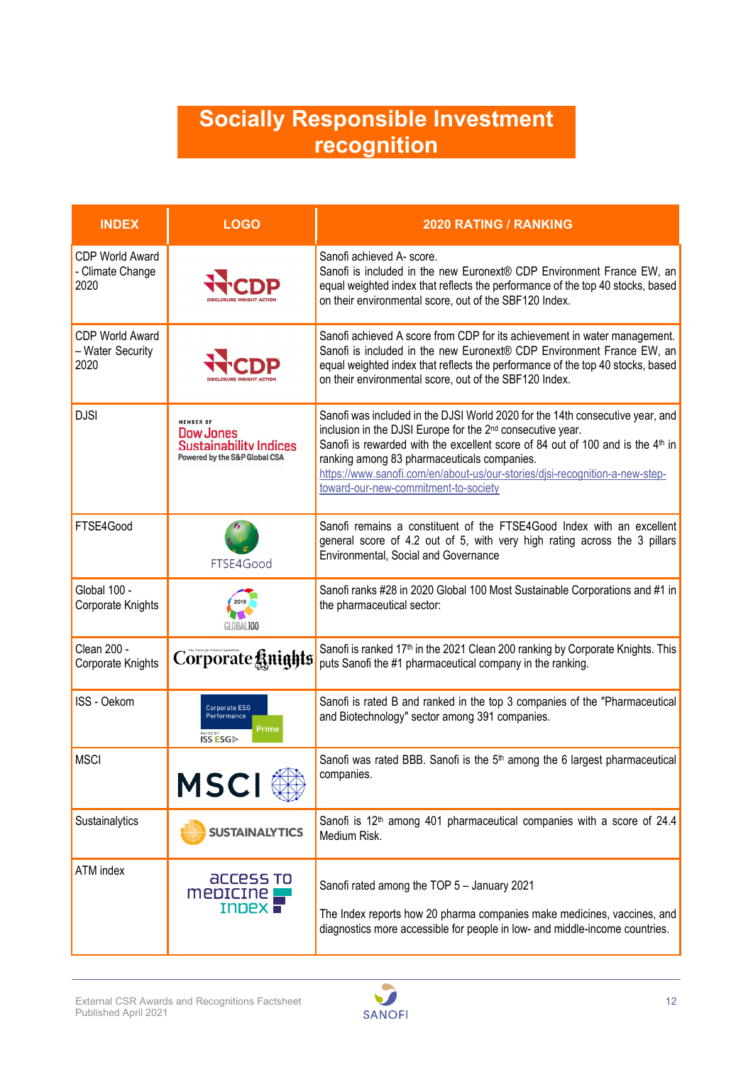# Socially Responsible Investment recognition

| INDEX | LOGO | 2020 RATING / RANKING |
|---|---|---|
| CDP World Award - Climate Change 2020 | CDP DISCLOSURE INSIGHT ACTION | Sanofi achieved A- score. Sanofi is included in the new Euronext® CDP Environment France EW, an equal weighted index that reflects the performance of the top 40 stocks, based on their environmental score, out of the SBF120 Index. |
| CDP World Award – Water Security 2020 | CDP DISCLOSURE INSIGHT ACTION | Sanofi achieved A score from CDP for its achievement in water management. Sanofi is included in the new Euronext® CDP Environment France EW, an equal weighted index that reflects the performance of the top 40 stocks, based on their environmental score, out of the SBF120 Index. |
| DJSI | MEMBER OF Dow Jones Sustainability Indices Powered by the S&P Global CSA | Sanofi was included in the DJSI World 2020 for the 14th consecutive year, and inclusion in the DJSI Europe for the 2nd consecutive year. Sanofi is rewarded with the excellent score of 84 out of 100 and is the 4th in ranking among 83 pharmaceuticals companies. [https://www.sanofi.com/en/about-us/our-stories/djsi-recognition-a-new-step-toward-our-new-commitment-to-society](https://www.sanofi.com/en/about-us/our-stories/djsi-recognition-a-new-step-toward-our-new-commitment-to-society) |
| FTSE4Good | FTSE4Good | Sanofi remains a constituent of the FTSE4Good Index with an excellent general score of 4.2 out of 5, with very high rating across the 3 pillars Environmental, Social and Governance |
| Global 100 - Corporate Knights | 2019 GLOBAL100 | Sanofi ranks #28 in 2020 Global 100 Most Sustainable Corporations and #1 in the pharmaceutical sector: |
| Clean 200 - Corporate Knights | Corporate Knights | Sanofi is ranked 17th in the 2021 Clean 200 ranking by Corporate Knights. This puts Sanofi the #1 pharmaceutical company in the ranking. |
| ISS - Oekom | Corporate ESG Performance Prime RATED BY ISS ESG | Sanofi is rated B and ranked in the top 3 companies of the "Pharmaceutical and Biotechnology" sector among 391 companies. |
| MSCI | MSCI | Sanofi was rated BBB. Sanofi is the 5th among the 6 largest pharmaceutical companies. |
| Sustainalytics | SUSTAINALYTICS | Sanofi is 12th among 401 pharmaceutical companies with a score of 24.4 Medium Risk. |
| ATM index | access to medicine index | Sanofi rated among the TOP 5 – January 2021<br><br>The Index reports how 20 pharma companies make medicines, vaccines, and diagnostics more accessible for people in low- and middle-income countries. |

External CSR Awards and Recognitions Factsheet
Published April 2021